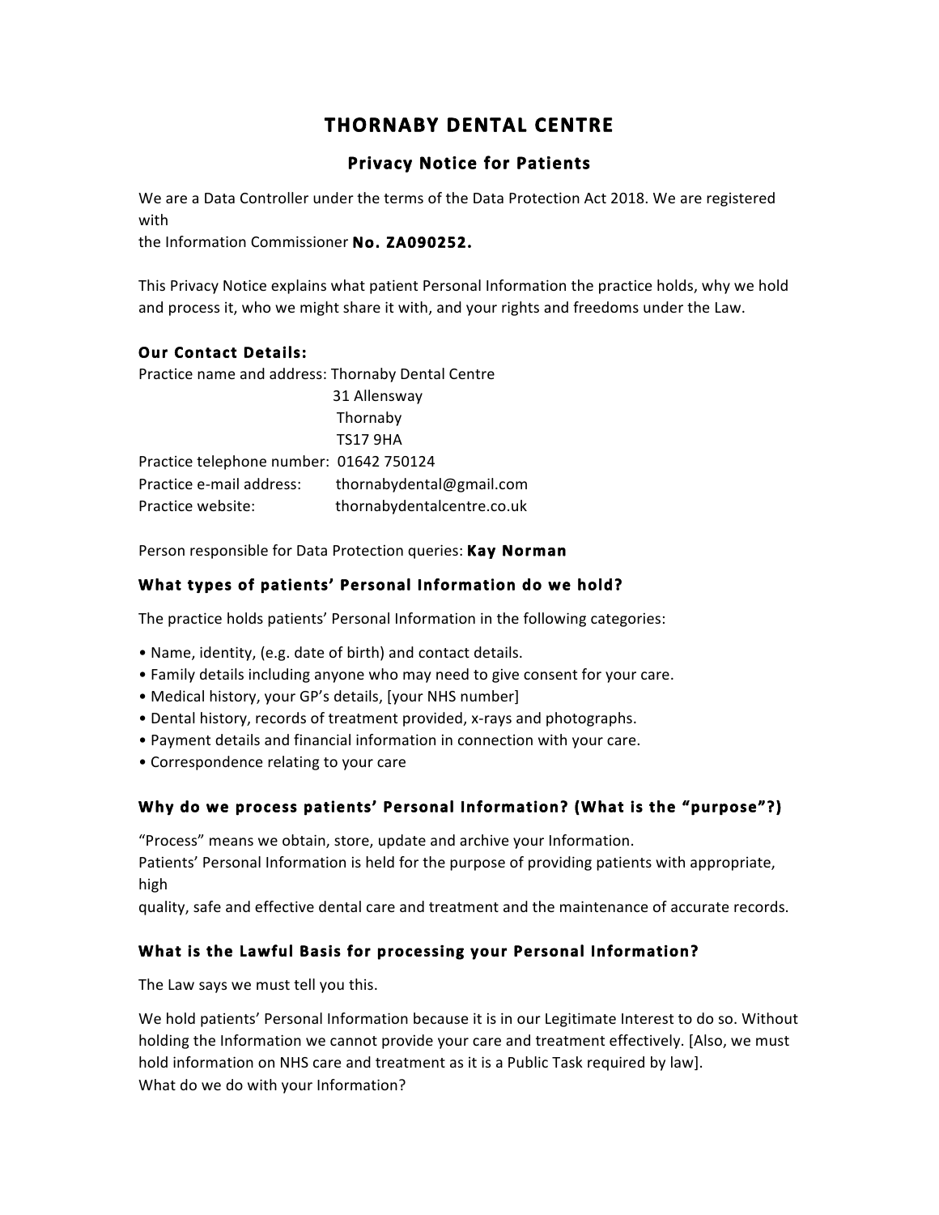# THORNABY DENTAL CENTRE

## Privacy Notice for Patients

We are a Data Controller under the terms of the Data Protection Act 2018. We are registered with
the Information Commissioner **No. ZA090252.**

This Privacy Notice explains what patient Personal Information the practice holds, why we hold and process it, who we might share it with, and your rights and freedoms under the Law.

### Our Contact Details:

Practice name and address: Thornaby Dental Centre
31 Allensway
Thornaby
TS17 9HA

Practice telephone number: 01642 750124
Practice e-mail address: thornabydental@gmail.com
Practice website: thornabydentalcentre.co.uk

Person responsible for Data Protection queries: **Kay Norman**

### What types of patients' Personal Information do we hold?

The practice holds patients' Personal Information in the following categories:

- Name, identity, (e.g. date of birth) and contact details.
- Family details including anyone who may need to give consent for your care.
- Medical history, your GP's details, [your NHS number]
- Dental history, records of treatment provided, x-rays and photographs.
- Payment details and financial information in connection with your care.
- Correspondence relating to your care

### Why do we process patients' Personal Information? (What is the "purpose"?)

"Process" means we obtain, store, update and archive your Information.
Patients' Personal Information is held for the purpose of providing patients with appropriate, high
quality, safe and effective dental care and treatment and the maintenance of accurate records.

### What is the Lawful Basis for processing your Personal Information?

The Law says we must tell you this.

We hold patients' Personal Information because it is in our Legitimate Interest to do so. Without holding the Information we cannot provide your care and treatment effectively. [Also, we must hold information on NHS care and treatment as it is a Public Task required by law].
What do we do with your Information?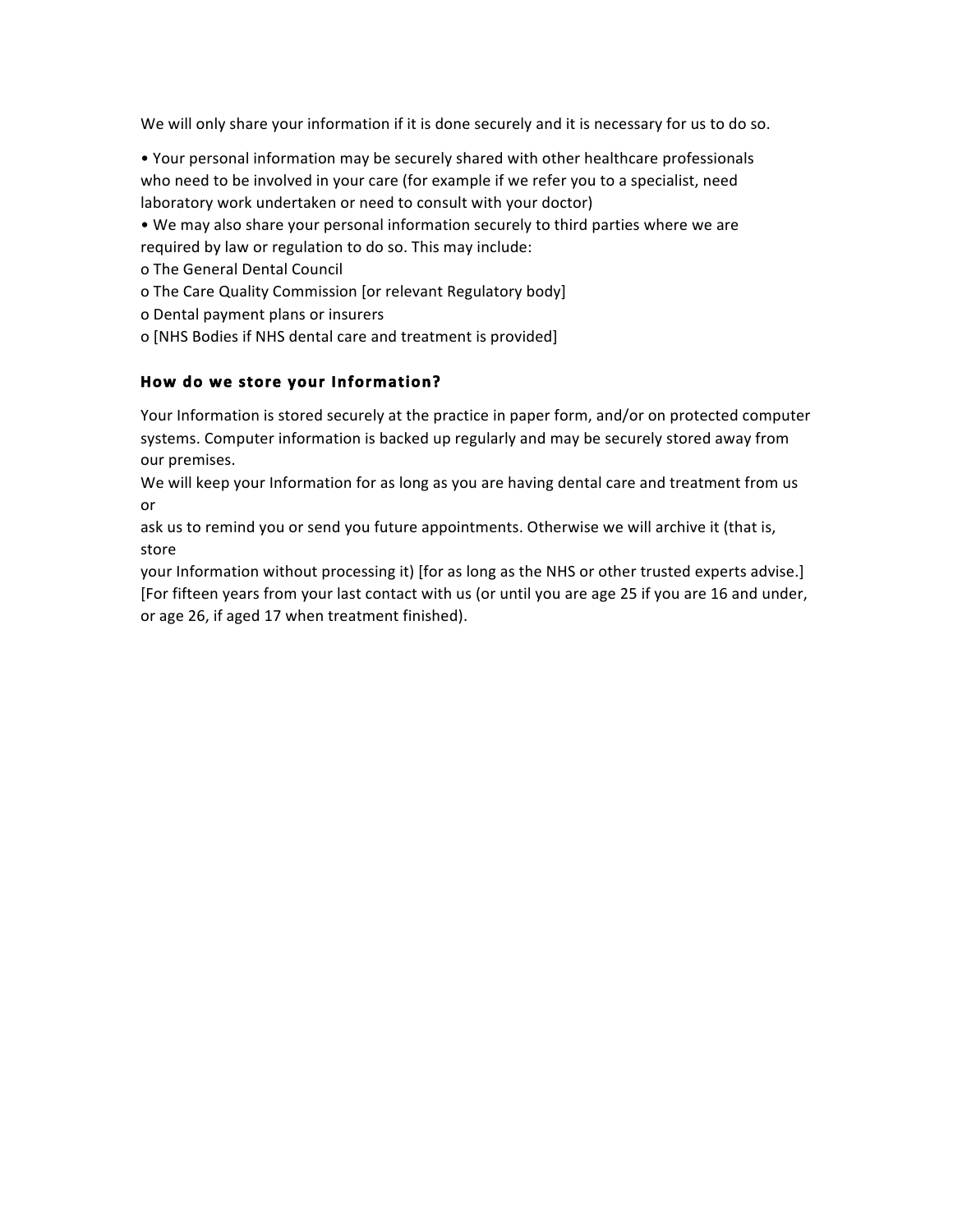We will only share your information if it is done securely and it is necessary for us to do so.

- Your personal information may be securely shared with other healthcare professionals who need to be involved in your care (for example if we refer you to a specialist, need laboratory work undertaken or need to consult with your doctor)
- We may also share your personal information securely to third parties where we are required by law or regulation to do so. This may include:
  - The General Dental Council
  - The Care Quality Commission [or relevant Regulatory body]
  - Dental payment plans or insurers
  - [NHS Bodies if NHS dental care and treatment is provided]

## How do we store your Information?

Your Information is stored securely at the practice in paper form, and/or on protected computer systems. Computer information is backed up regularly and may be securely stored away from our premises.

We will keep your Information for as long as you are having dental care and treatment from us or

ask us to remind you or send you future appointments. Otherwise we will archive it (that is, store

your Information without processing it) [for as long as the NHS or other trusted experts advise.] [For fifteen years from your last contact with us (or until you are age 25 if you are 16 and under, or age 26, if aged 17 when treatment finished).